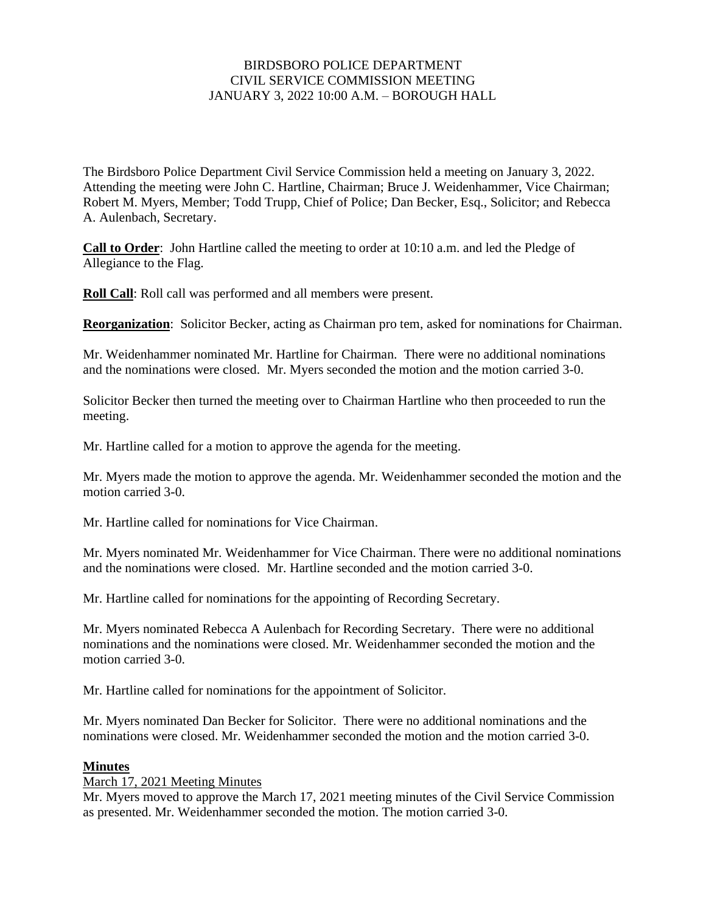# BIRDSBORO POLICE DEPARTMENT
# CIVIL SERVICE COMMISSION MEETING
# JANUARY 3, 2022 10:00 A.M. – BOROUGH HALL

The Birdsboro Police Department Civil Service Commission held a meeting on January 3, 2022. Attending the meeting were John C. Hartline, Chairman; Bruce J. Weidenhammer, Vice Chairman; Robert M. Myers, Member; Todd Trupp, Chief of Police; Dan Becker, Esq., Solicitor; and Rebecca A. Aulenbach, Secretary.

**Call to Order**: John Hartline called the meeting to order at 10:10 a.m. and led the Pledge of Allegiance to the Flag.

**Roll Call**: Roll call was performed and all members were present.

**Reorganization**: Solicitor Becker, acting as Chairman pro tem, asked for nominations for Chairman.

Mr. Weidenhammer nominated Mr. Hartline for Chairman. There were no additional nominations and the nominations were closed. Mr. Myers seconded the motion and the motion carried 3-0.

Solicitor Becker then turned the meeting over to Chairman Hartline who then proceeded to run the meeting.

Mr. Hartline called for a motion to approve the agenda for the meeting.

Mr. Myers made the motion to approve the agenda. Mr. Weidenhammer seconded the motion and the motion carried 3-0.

Mr. Hartline called for nominations for Vice Chairman.

Mr. Myers nominated Mr. Weidenhammer for Vice Chairman. There were no additional nominations and the nominations were closed. Mr. Hartline seconded and the motion carried 3-0.

Mr. Hartline called for nominations for the appointing of Recording Secretary.

Mr. Myers nominated Rebecca A Aulenbach for Recording Secretary. There were no additional nominations and the nominations were closed. Mr. Weidenhammer seconded the motion and the motion carried 3-0.

Mr. Hartline called for nominations for the appointment of Solicitor.

Mr. Myers nominated Dan Becker for Solicitor. There were no additional nominations and the nominations were closed. Mr. Weidenhammer seconded the motion and the motion carried 3-0.

**Minutes**

March 17, 2021 Meeting Minutes

Mr. Myers moved to approve the March 17, 2021 meeting minutes of the Civil Service Commission as presented. Mr. Weidenhammer seconded the motion. The motion carried 3-0.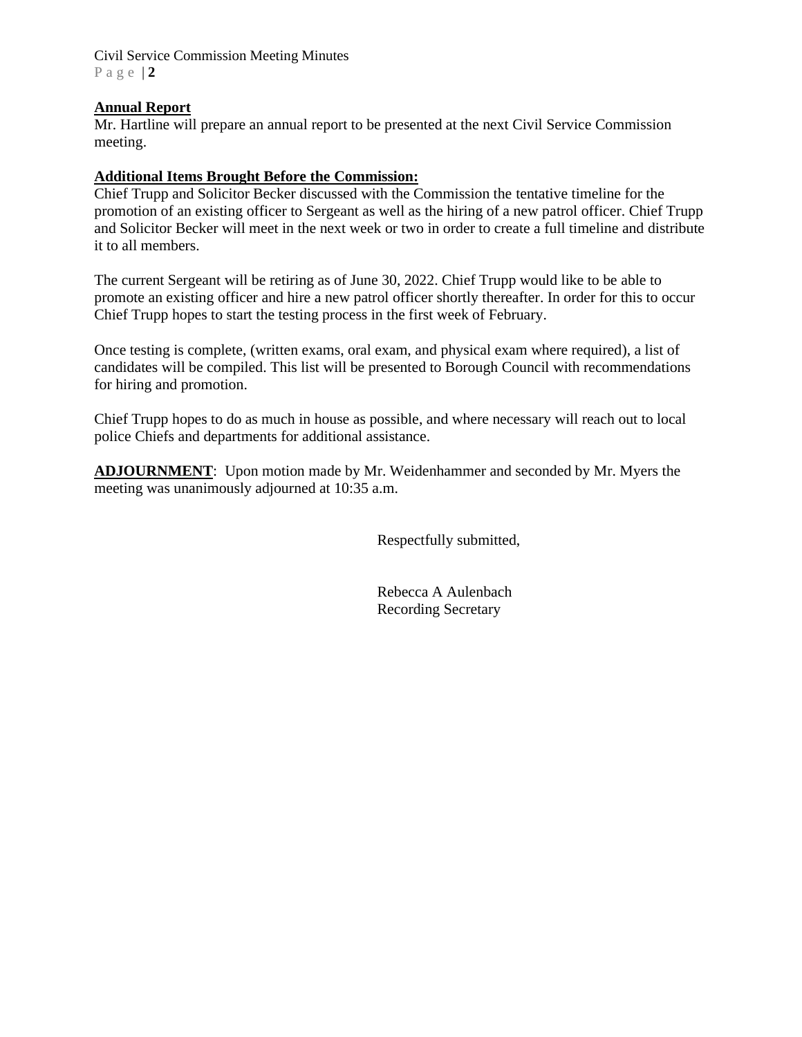**Annual Report**

Mr. Hartline will prepare an annual report to be presented at the next Civil Service Commission meeting.

**Additional Items Brought Before the Commission:**

Chief Trupp and Solicitor Becker discussed with the Commission the tentative timeline for the promotion of an existing officer to Sergeant as well as the hiring of a new patrol officer. Chief Trupp and Solicitor Becker will meet in the next week or two in order to create a full timeline and distribute it to all members.

The current Sergeant will be retiring as of June 30, 2022. Chief Trupp would like to be able to promote an existing officer and hire a new patrol officer shortly thereafter. In order for this to occur Chief Trupp hopes to start the testing process in the first week of February.

Once testing is complete, (written exams, oral exam, and physical exam where required), a list of candidates will be compiled. This list will be presented to Borough Council with recommendations for hiring and promotion.

Chief Trupp hopes to do as much in house as possible, and where necessary will reach out to local police Chiefs and departments for additional assistance.

**ADJOURNMENT**: Upon motion made by Mr. Weidenhammer and seconded by Mr. Myers the meeting was unanimously adjourned at 10:35 a.m.

Respectfully submitted,

Rebecca A Aulenbach
Recording Secretary